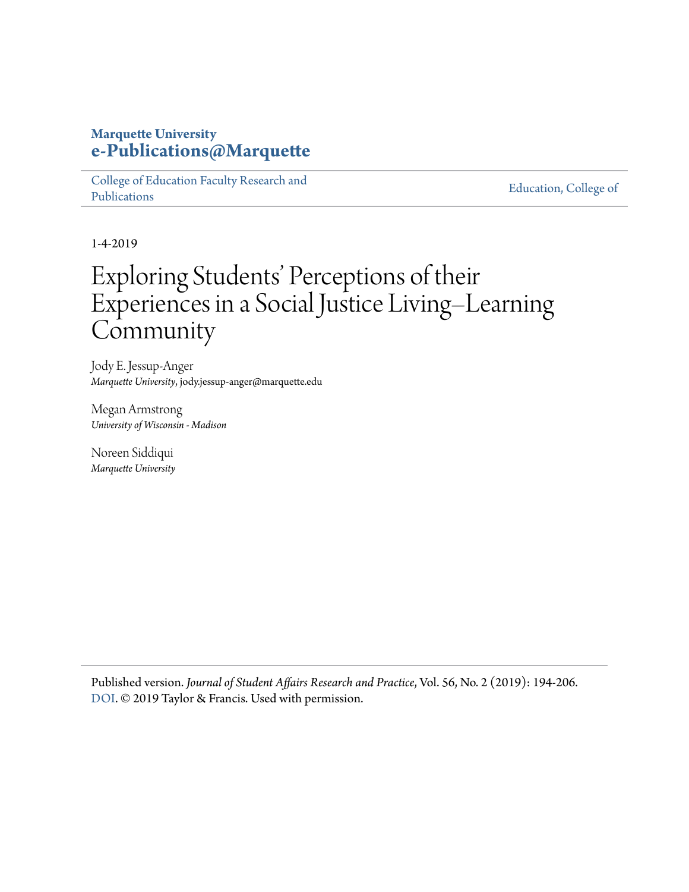Marquette University
**e-Publications@Marquette**

College of Education Faculty Research and Publications | Education, College of

1-4-2019

# Exploring Students' Perceptions of their Experiences in a Social Justice Living–Learning Community

Jody E. Jessup-Anger
*Marquette University*, jody.jessup-anger@marquette.edu

Megan Armstrong
*University of Wisconsin - Madison*

Noreen Siddiqui
*Marquette University*

Published version. *Journal of Student Affairs Research and Practice*, Vol. 56, No. 2 (2019): 194-206. DOI. © 2019 Taylor & Francis. Used with permission.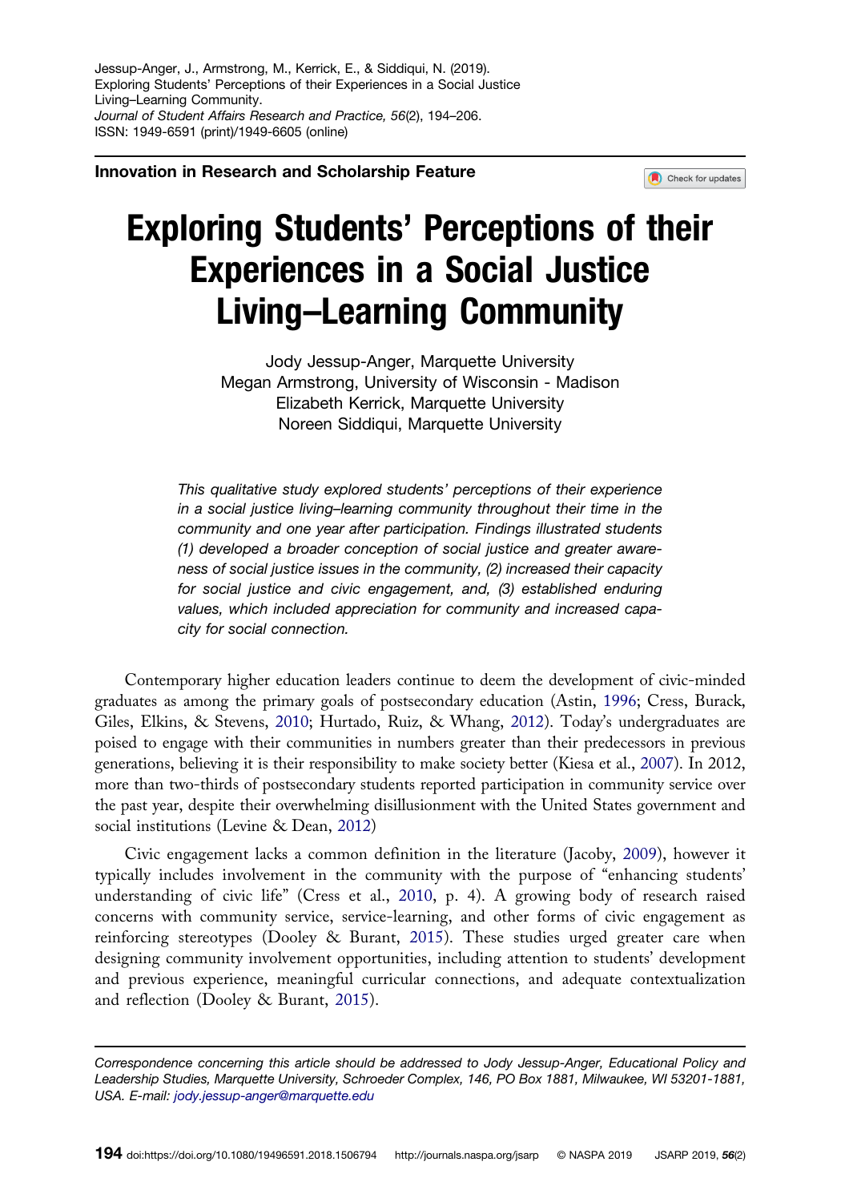Jessup-Anger, J., Armstrong, M., Kerrick, E., & Siddiqui, N. (2019).
Exploring Students' Perceptions of their Experiences in a Social Justice Living–Learning Community.
*Journal of Student Affairs Research and Practice, 56*(2), 194–206.
ISSN: 1949-6591 (print)/1949-6605 (online)

**Innovation in Research and Scholarship Feature**

# Exploring Students' Perceptions of their Experiences in a Social Justice Living–Learning Community

Jody Jessup-Anger, Marquette University
Megan Armstrong, University of Wisconsin - Madison
Elizabeth Kerrick, Marquette University
Noreen Siddiqui, Marquette University

*This qualitative study explored students' perceptions of their experience in a social justice living–learning community throughout their time in the community and one year after participation. Findings illustrated students (1) developed a broader conception of social justice and greater awareness of social justice issues in the community, (2) increased their capacity for social justice and civic engagement, and, (3) established enduring values, which included appreciation for community and increased capacity for social connection.*

Contemporary higher education leaders continue to deem the development of civic-minded graduates as among the primary goals of postsecondary education (Astin, 1996; Cress, Burack, Giles, Elkins, & Stevens, 2010; Hurtado, Ruiz, & Whang, 2012). Today's undergraduates are poised to engage with their communities in numbers greater than their predecessors in previous generations, believing it is their responsibility to make society better (Kiesa et al., 2007). In 2012, more than two-thirds of postsecondary students reported participation in community service over the past year, despite their overwhelming disillusionment with the United States government and social institutions (Levine & Dean, 2012)

Civic engagement lacks a common definition in the literature (Jacoby, 2009), however it typically includes involvement in the community with the purpose of "enhancing students' understanding of civic life" (Cress et al., 2010, p. 4). A growing body of research raised concerns with community service, service-learning, and other forms of civic engagement as reinforcing stereotypes (Dooley & Burant, 2015). These studies urged greater care when designing community involvement opportunities, including attention to students' development and previous experience, meaningful curricular connections, and adequate contextualization and reflection (Dooley & Burant, 2015).

*Correspondence concerning this article should be addressed to Jody Jessup-Anger, Educational Policy and Leadership Studies, Marquette University, Schroeder Complex, 146, PO Box 1881, Milwaukee, WI 53201-1881, USA. E-mail: jody.jessup-anger@marquette.edu*

doi:https://doi.org/10.1080/19496591.2018.1506794 http://journals.naspa.org/jsarp © NASPA 2019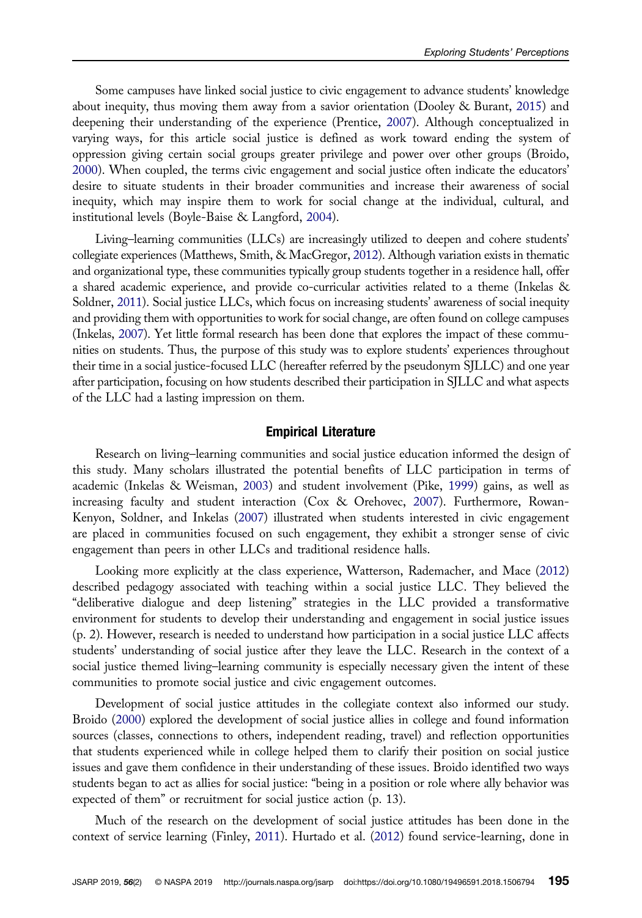Some campuses have linked social justice to civic engagement to advance students' knowledge about inequity, thus moving them away from a savior orientation (Dooley & Burant, 2015) and deepening their understanding of the experience (Prentice, 2007). Although conceptualized in varying ways, for this article social justice is defined as work toward ending the system of oppression giving certain social groups greater privilege and power over other groups (Broido, 2000). When coupled, the terms civic engagement and social justice often indicate the educators' desire to situate students in their broader communities and increase their awareness of social inequity, which may inspire them to work for social change at the individual, cultural, and institutional levels (Boyle-Baise & Langford, 2004).

Living–learning communities (LLCs) are increasingly utilized to deepen and cohere students' collegiate experiences (Matthews, Smith, & MacGregor, 2012). Although variation exists in thematic and organizational type, these communities typically group students together in a residence hall, offer a shared academic experience, and provide co-curricular activities related to a theme (Inkelas & Soldner, 2011). Social justice LLCs, which focus on increasing students' awareness of social inequity and providing them with opportunities to work for social change, are often found on college campuses (Inkelas, 2007). Yet little formal research has been done that explores the impact of these communities on students. Thus, the purpose of this study was to explore students' experiences throughout their time in a social justice-focused LLC (hereafter referred by the pseudonym SJLLC) and one year after participation, focusing on how students described their participation in SJLLC and what aspects of the LLC had a lasting impression on them.

## Empirical Literature

Research on living–learning communities and social justice education informed the design of this study. Many scholars illustrated the potential benefits of LLC participation in terms of academic (Inkelas & Weisman, 2003) and student involvement (Pike, 1999) gains, as well as increasing faculty and student interaction (Cox & Orehovec, 2007). Furthermore, Rowan-Kenyon, Soldner, and Inkelas (2007) illustrated when students interested in civic engagement are placed in communities focused on such engagement, they exhibit a stronger sense of civic engagement than peers in other LLCs and traditional residence halls.

Looking more explicitly at the class experience, Watterson, Rademacher, and Mace (2012) described pedagogy associated with teaching within a social justice LLC. They believed the "deliberative dialogue and deep listening" strategies in the LLC provided a transformative environment for students to develop their understanding and engagement in social justice issues (p. 2). However, research is needed to understand how participation in a social justice LLC affects students' understanding of social justice after they leave the LLC. Research in the context of a social justice themed living–learning community is especially necessary given the intent of these communities to promote social justice and civic engagement outcomes.

Development of social justice attitudes in the collegiate context also informed our study. Broido (2000) explored the development of social justice allies in college and found information sources (classes, connections to others, independent reading, travel) and reflection opportunities that students experienced while in college helped them to clarify their position on social justice issues and gave them confidence in their understanding of these issues. Broido identified two ways students began to act as allies for social justice: "being in a position or role where ally behavior was expected of them" or recruitment for social justice action (p. 13).

Much of the research on the development of social justice attitudes has been done in the context of service learning (Finley, 2011). Hurtado et al. (2012) found service-learning, done in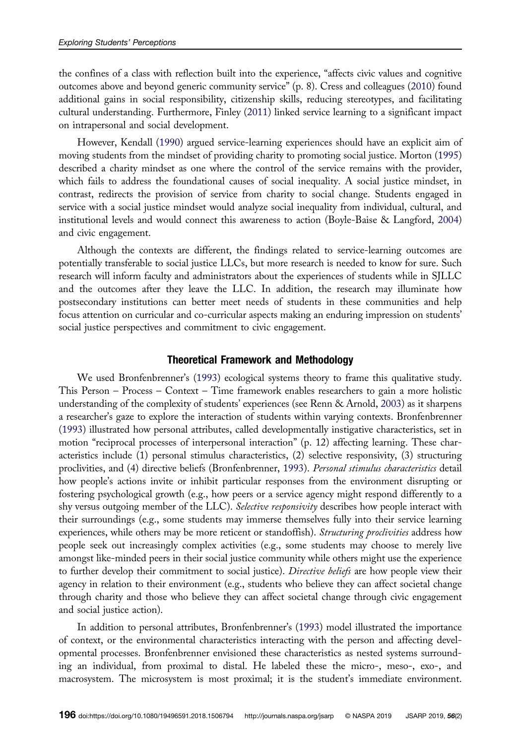the confines of a class with reflection built into the experience, "affects civic values and cognitive outcomes above and beyond generic community service" (p. 8). Cress and colleagues (2010) found additional gains in social responsibility, citizenship skills, reducing stereotypes, and facilitating cultural understanding. Furthermore, Finley (2011) linked service learning to a significant impact on intrapersonal and social development.

However, Kendall (1990) argued service-learning experiences should have an explicit aim of moving students from the mindset of providing charity to promoting social justice. Morton (1995) described a charity mindset as one where the control of the service remains with the provider, which fails to address the foundational causes of social inequality. A social justice mindset, in contrast, redirects the provision of service from charity to social change. Students engaged in service with a social justice mindset would analyze social inequality from individual, cultural, and institutional levels and would connect this awareness to action (Boyle-Baise & Langford, 2004) and civic engagement.

Although the contexts are different, the findings related to service-learning outcomes are potentially transferable to social justice LLCs, but more research is needed to know for sure. Such research will inform faculty and administrators about the experiences of students while in SJLLC and the outcomes after they leave the LLC. In addition, the research may illuminate how postsecondary institutions can better meet needs of students in these communities and help focus attention on curricular and co-curricular aspects making an enduring impression on students' social justice perspectives and commitment to civic engagement.

## Theoretical Framework and Methodology

We used Bronfenbrenner's (1993) ecological systems theory to frame this qualitative study. This Person – Process – Context – Time framework enables researchers to gain a more holistic understanding of the complexity of students' experiences (see Renn & Arnold, 2003) as it sharpens a researcher's gaze to explore the interaction of students within varying contexts. Bronfenbrenner (1993) illustrated how personal attributes, called developmentally instigative characteristics, set in motion "reciprocal processes of interpersonal interaction" (p. 12) affecting learning. These characteristics include (1) personal stimulus characteristics, (2) selective responsivity, (3) structuring proclivities, and (4) directive beliefs (Bronfenbrenner, 1993). *Personal stimulus characteristics* detail how people's actions invite or inhibit particular responses from the environment disrupting or fostering psychological growth (e.g., how peers or a service agency might respond differently to a shy versus outgoing member of the LLC). *Selective responsivity* describes how people interact with their surroundings (e.g., some students may immerse themselves fully into their service learning experiences, while others may be more reticent or standoffish). *Structuring proclivities* address how people seek out increasingly complex activities (e.g., some students may choose to merely live amongst like-minded peers in their social justice community while others might use the experience to further develop their commitment to social justice). *Directive beliefs* are how people view their agency in relation to their environment (e.g., students who believe they can affect societal change through charity and those who believe they can affect societal change through civic engagement and social justice action).

In addition to personal attributes, Bronfenbrenner's (1993) model illustrated the importance of context, or the environmental characteristics interacting with the person and affecting developmental processes. Bronfenbrenner envisioned these characteristics as nested systems surrounding an individual, from proximal to distal. He labeled these the micro-, meso-, exo-, and macrosystem. The microsystem is most proximal; it is the student's immediate environment.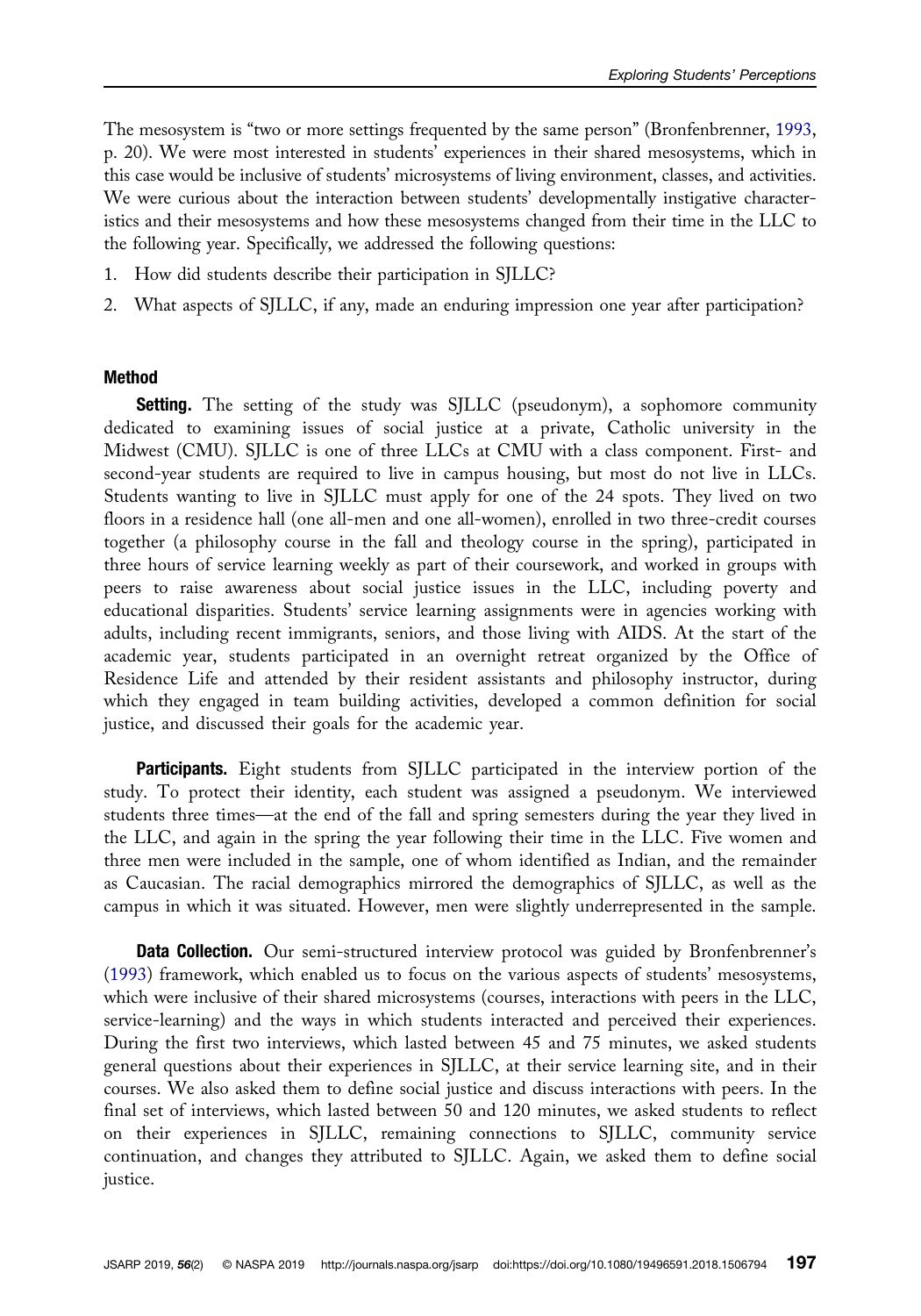The mesosystem is "two or more settings frequented by the same person" (Bronfenbrenner, 1993, p. 20). We were most interested in students' experiences in their shared mesosystems, which in this case would be inclusive of students' microsystems of living environment, classes, and activities. We were curious about the interaction between students' developmentally instigative characteristics and their mesosystems and how these mesosystems changed from their time in the LLC to the following year. Specifically, we addressed the following questions:

1. How did students describe their participation in SJLLC?
2. What aspects of SJLLC, if any, made an enduring impression one year after participation?

### Method

**Setting.** The setting of the study was SJLLC (pseudonym), a sophomore community dedicated to examining issues of social justice at a private, Catholic university in the Midwest (CMU). SJLLC is one of three LLCs at CMU with a class component. First- and second-year students are required to live in campus housing, but most do not live in LLCs. Students wanting to live in SJLLC must apply for one of the 24 spots. They lived on two floors in a residence hall (one all-men and one all-women), enrolled in two three-credit courses together (a philosophy course in the fall and theology course in the spring), participated in three hours of service learning weekly as part of their coursework, and worked in groups with peers to raise awareness about social justice issues in the LLC, including poverty and educational disparities. Students' service learning assignments were in agencies working with adults, including recent immigrants, seniors, and those living with AIDS. At the start of the academic year, students participated in an overnight retreat organized by the Office of Residence Life and attended by their resident assistants and philosophy instructor, during which they engaged in team building activities, developed a common definition for social justice, and discussed their goals for the academic year.

**Participants.** Eight students from SJLLC participated in the interview portion of the study. To protect their identity, each student was assigned a pseudonym. We interviewed students three times—at the end of the fall and spring semesters during the year they lived in the LLC, and again in the spring the year following their time in the LLC. Five women and three men were included in the sample, one of whom identified as Indian, and the remainder as Caucasian. The racial demographics mirrored the demographics of SJLLC, as well as the campus in which it was situated. However, men were slightly underrepresented in the sample.

**Data Collection.** Our semi-structured interview protocol was guided by Bronfenbrenner's (1993) framework, which enabled us to focus on the various aspects of students' mesosystems, which were inclusive of their shared microsystems (courses, interactions with peers in the LLC, service-learning) and the ways in which students interacted and perceived their experiences. During the first two interviews, which lasted between 45 and 75 minutes, we asked students general questions about their experiences in SJLLC, at their service learning site, and in their courses. We also asked them to define social justice and discuss interactions with peers. In the final set of interviews, which lasted between 50 and 120 minutes, we asked students to reflect on their experiences in SJLLC, remaining connections to SJLLC, community service continuation, and changes they attributed to SJLLC. Again, we asked them to define social justice.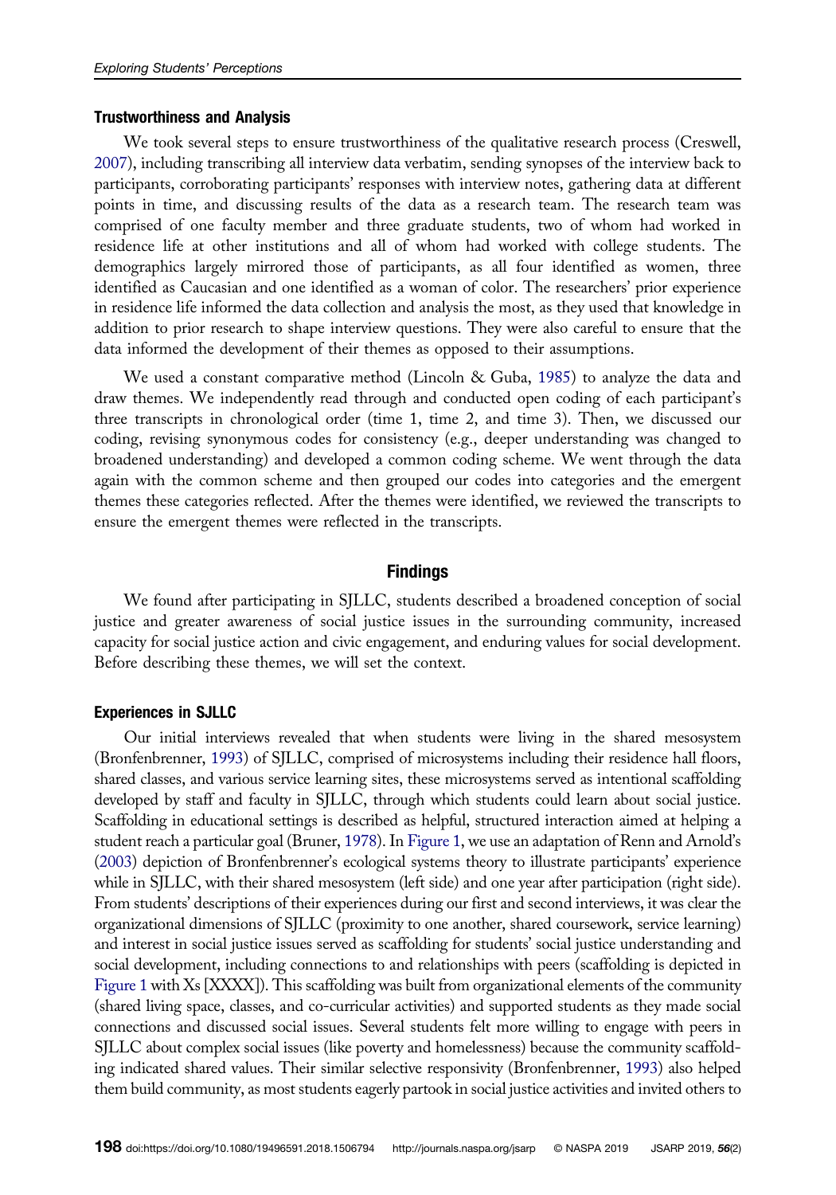### Trustworthiness and Analysis

We took several steps to ensure trustworthiness of the qualitative research process (Creswell, 2007), including transcribing all interview data verbatim, sending synopses of the interview back to participants, corroborating participants' responses with interview notes, gathering data at different points in time, and discussing results of the data as a research team. The research team was comprised of one faculty member and three graduate students, two of whom had worked in residence life at other institutions and all of whom had worked with college students. The demographics largely mirrored those of participants, as all four identified as women, three identified as Caucasian and one identified as a woman of color. The researchers' prior experience in residence life informed the data collection and analysis the most, as they used that knowledge in addition to prior research to shape interview questions. They were also careful to ensure that the data informed the development of their themes as opposed to their assumptions.

We used a constant comparative method (Lincoln & Guba, 1985) to analyze the data and draw themes. We independently read through and conducted open coding of each participant's three transcripts in chronological order (time 1, time 2, and time 3). Then, we discussed our coding, revising synonymous codes for consistency (e.g., deeper understanding was changed to broadened understanding) and developed a common coding scheme. We went through the data again with the common scheme and then grouped our codes into categories and the emergent themes these categories reflected. After the themes were identified, we reviewed the transcripts to ensure the emergent themes were reflected in the transcripts.

## Findings

We found after participating in SJLLC, students described a broadened conception of social justice and greater awareness of social justice issues in the surrounding community, increased capacity for social justice action and civic engagement, and enduring values for social development. Before describing these themes, we will set the context.

### Experiences in SJLLC

Our initial interviews revealed that when students were living in the shared mesosystem (Bronfenbrenner, 1993) of SJLLC, comprised of microsystems including their residence hall floors, shared classes, and various service learning sites, these microsystems served as intentional scaffolding developed by staff and faculty in SJLLC, through which students could learn about social justice. Scaffolding in educational settings is described as helpful, structured interaction aimed at helping a student reach a particular goal (Bruner, 1978). In Figure 1, we use an adaptation of Renn and Arnold's (2003) depiction of Bronfenbrenner's ecological systems theory to illustrate participants' experience while in SJLLC, with their shared mesosystem (left side) and one year after participation (right side). From students' descriptions of their experiences during our first and second interviews, it was clear the organizational dimensions of SJLLC (proximity to one another, shared coursework, service learning) and interest in social justice issues served as scaffolding for students' social justice understanding and social development, including connections to and relationships with peers (scaffolding is depicted in Figure 1 with Xs [XXXX]). This scaffolding was built from organizational elements of the community (shared living space, classes, and co-curricular activities) and supported students as they made social connections and discussed social issues. Several students felt more willing to engage with peers in SJLLC about complex social issues (like poverty and homelessness) because the community scaffolding indicated shared values. Their similar selective responsivity (Bronfenbrenner, 1993) also helped them build community, as most students eagerly partook in social justice activities and invited others to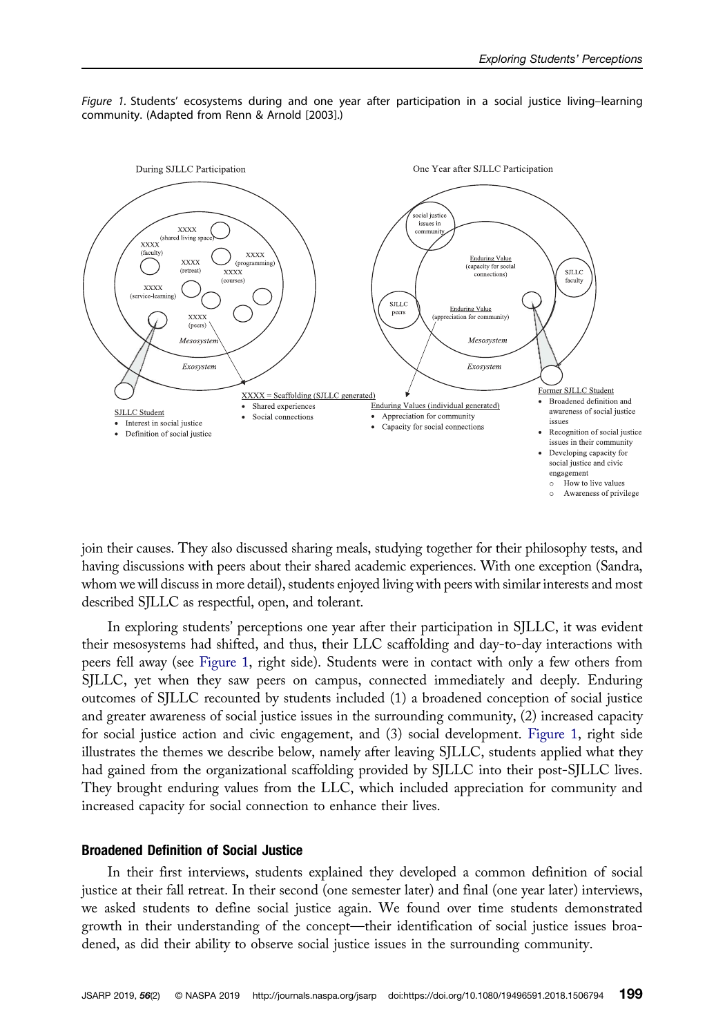*Figure 1.* Students' ecosystems during and one year after participation in a social justice living–learning community. (Adapted from Renn & Arnold [2003].)

join their causes. They also discussed sharing meals, studying together for their philosophy tests, and having discussions with peers about their shared academic experiences. With one exception (Sandra, whom we will discuss in more detail), students enjoyed living with peers with similar interests and most described SJLLC as respectful, open, and tolerant.

In exploring students' perceptions one year after their participation in SJLLC, it was evident their mesosystems had shifted, and thus, their LLC scaffolding and day-to-day interactions with peers fell away (see Figure 1, right side). Students were in contact with only a few others from SJLLC, yet when they saw peers on campus, connected immediately and deeply. Enduring outcomes of SJLLC recounted by students included (1) a broadened conception of social justice and greater awareness of social justice issues in the surrounding community, (2) increased capacity for social justice action and civic engagement, and (3) social development. Figure 1, right side illustrates the themes we describe below, namely after leaving SJLLC, students applied what they had gained from the organizational scaffolding provided by SJLLC into their post-SJLLC lives. They brought enduring values from the LLC, which included appreciation for community and increased capacity for social connection to enhance their lives.

### Broadened Definition of Social Justice

In their first interviews, students explained they developed a common definition of social justice at their fall retreat. In their second (one semester later) and final (one year later) interviews, we asked students to define social justice again. We found over time students demonstrated growth in their understanding of the concept—their identification of social justice issues broadened, as did their ability to observe social justice issues in the surrounding community.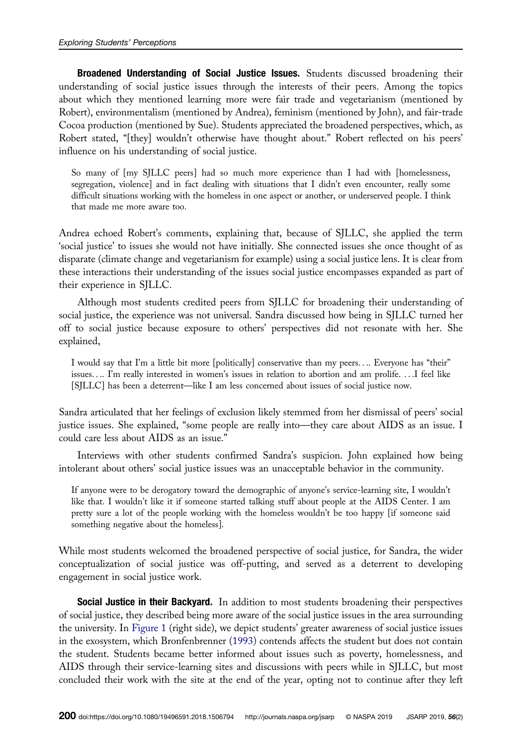**Broadened Understanding of Social Justice Issues.** Students discussed broadening their understanding of social justice issues through the interests of their peers. Among the topics about which they mentioned learning more were fair trade and vegetarianism (mentioned by Robert), environmentalism (mentioned by Andrea), feminism (mentioned by John), and fair-trade Cocoa production (mentioned by Sue). Students appreciated the broadened perspectives, which, as Robert stated, "[they] wouldn't otherwise have thought about." Robert reflected on his peers' influence on his understanding of social justice.

> So many of [my SJLLC peers] had so much more experience than I had with [homelessness, segregation, violence] and in fact dealing with situations that I didn't even encounter, really some difficult situations working with the homeless in one aspect or another, or underserved people. I think that made me more aware too.

Andrea echoed Robert's comments, explaining that, because of SJLLC, she applied the term 'social justice' to issues she would not have initially. She connected issues she once thought of as disparate (climate change and vegetarianism for example) using a social justice lens. It is clear from these interactions their understanding of the issues social justice encompasses expanded as part of their experience in SJLLC.

Although most students credited peers from SJLLC for broadening their understanding of social justice, the experience was not universal. Sandra discussed how being in SJLLC turned her off to social justice because exposure to others' perspectives did not resonate with her. She explained,

> I would say that I'm a little bit more [politically] conservative than my peers.... Everyone has "their" issues.... I'm really interested in women's issues in relation to abortion and am prolife. ...I feel like [SJLLC] has been a deterrent—like I am less concerned about issues of social justice now.

Sandra articulated that her feelings of exclusion likely stemmed from her dismissal of peers' social justice issues. She explained, "some people are really into—they care about AIDS as an issue. I could care less about AIDS as an issue."

Interviews with other students confirmed Sandra's suspicion. John explained how being intolerant about others' social justice issues was an unacceptable behavior in the community.

> If anyone were to be derogatory toward the demographic of anyone's service-learning site, I wouldn't like that. I wouldn't like it if someone started talking stuff about people at the AIDS Center. I am pretty sure a lot of the people working with the homeless wouldn't be too happy [if someone said something negative about the homeless].

While most students welcomed the broadened perspective of social justice, for Sandra, the wider conceptualization of social justice was off-putting, and served as a deterrent to developing engagement in social justice work.

**Social Justice in their Backyard.** In addition to most students broadening their perspectives of social justice, they described being more aware of the social justice issues in the area surrounding the university. In Figure 1 (right side), we depict students' greater awareness of social justice issues in the exosystem, which Bronfenbrenner (1993) contends affects the student but does not contain the student. Students became better informed about issues such as poverty, homelessness, and AIDS through their service-learning sites and discussions with peers while in SJLLC, but most concluded their work with the site at the end of the year, opting not to continue after they left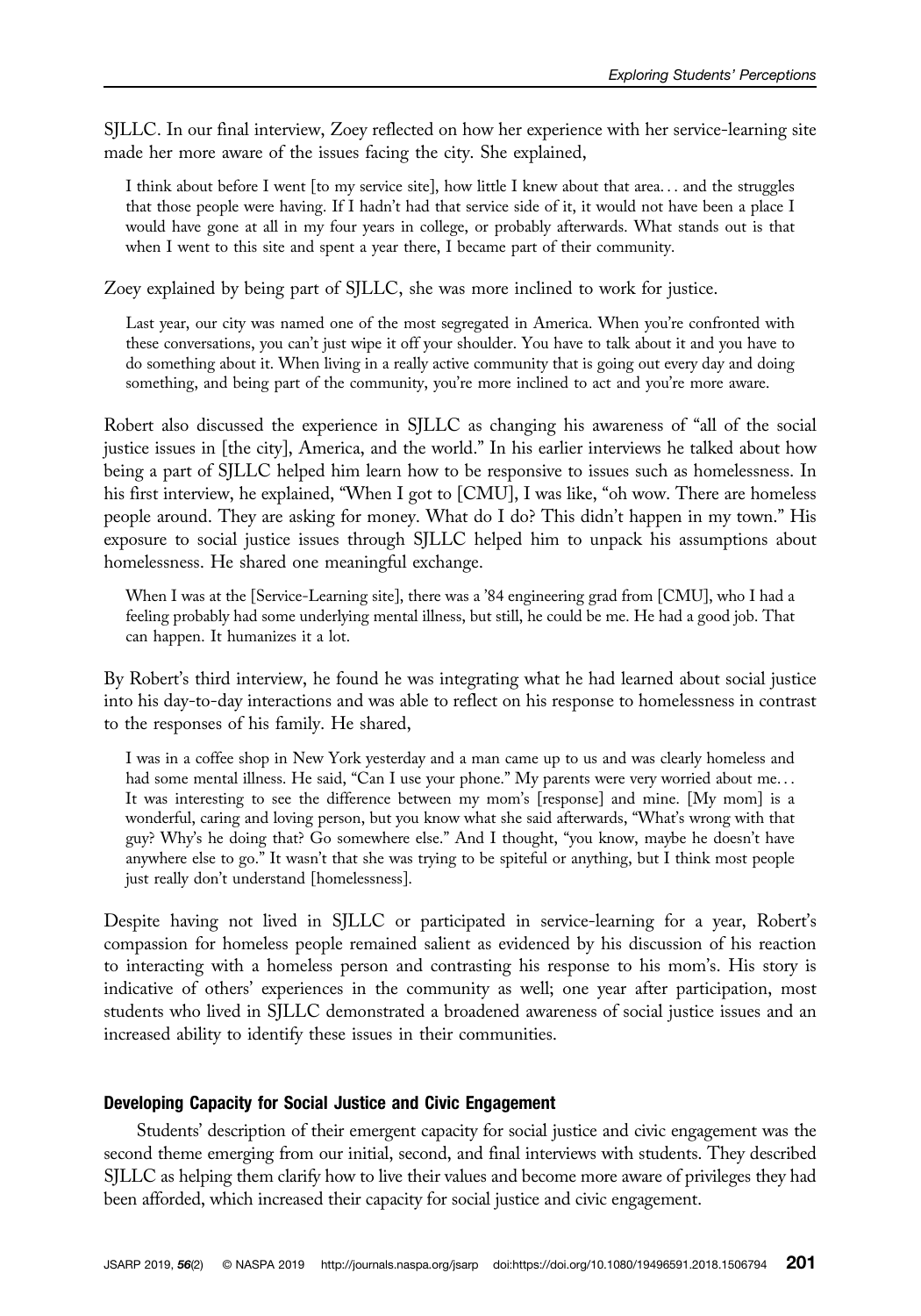SJLLC. In our final interview, Zoey reflected on how her experience with her service-learning site made her more aware of the issues facing the city. She explained,

> I think about before I went [to my service site], how little I knew about that area… and the struggles that those people were having. If I hadn't had that service side of it, it would not have been a place I would have gone at all in my four years in college, or probably afterwards. What stands out is that when I went to this site and spent a year there, I became part of their community.

Zoey explained by being part of SJLLC, she was more inclined to work for justice.

> Last year, our city was named one of the most segregated in America. When you're confronted with these conversations, you can't just wipe it off your shoulder. You have to talk about it and you have to do something about it. When living in a really active community that is going out every day and doing something, and being part of the community, you're more inclined to act and you're more aware.

Robert also discussed the experience in SJLLC as changing his awareness of "all of the social justice issues in [the city], America, and the world." In his earlier interviews he talked about how being a part of SJLLC helped him learn how to be responsive to issues such as homelessness. In his first interview, he explained, "When I got to [CMU], I was like, "oh wow. There are homeless people around. They are asking for money. What do I do? This didn't happen in my town." His exposure to social justice issues through SJLLC helped him to unpack his assumptions about homelessness. He shared one meaningful exchange.

> When I was at the [Service-Learning site], there was a '84 engineering grad from [CMU], who I had a feeling probably had some underlying mental illness, but still, he could be me. He had a good job. That can happen. It humanizes it a lot.

By Robert's third interview, he found he was integrating what he had learned about social justice into his day-to-day interactions and was able to reflect on his response to homelessness in contrast to the responses of his family. He shared,

> I was in a coffee shop in New York yesterday and a man came up to us and was clearly homeless and had some mental illness. He said, "Can I use your phone." My parents were very worried about me… It was interesting to see the difference between my mom's [response] and mine. [My mom] is a wonderful, caring and loving person, but you know what she said afterwards, "What's wrong with that guy? Why's he doing that? Go somewhere else." And I thought, "you know, maybe he doesn't have anywhere else to go." It wasn't that she was trying to be spiteful or anything, but I think most people just really don't understand [homelessness].

Despite having not lived in SJLLC or participated in service-learning for a year, Robert's compassion for homeless people remained salient as evidenced by his discussion of his reaction to interacting with a homeless person and contrasting his response to his mom's. His story is indicative of others' experiences in the community as well; one year after participation, most students who lived in SJLLC demonstrated a broadened awareness of social justice issues and an increased ability to identify these issues in their communities.

### Developing Capacity for Social Justice and Civic Engagement

Students' description of their emergent capacity for social justice and civic engagement was the second theme emerging from our initial, second, and final interviews with students. They described SJLLC as helping them clarify how to live their values and become more aware of privileges they had been afforded, which increased their capacity for social justice and civic engagement.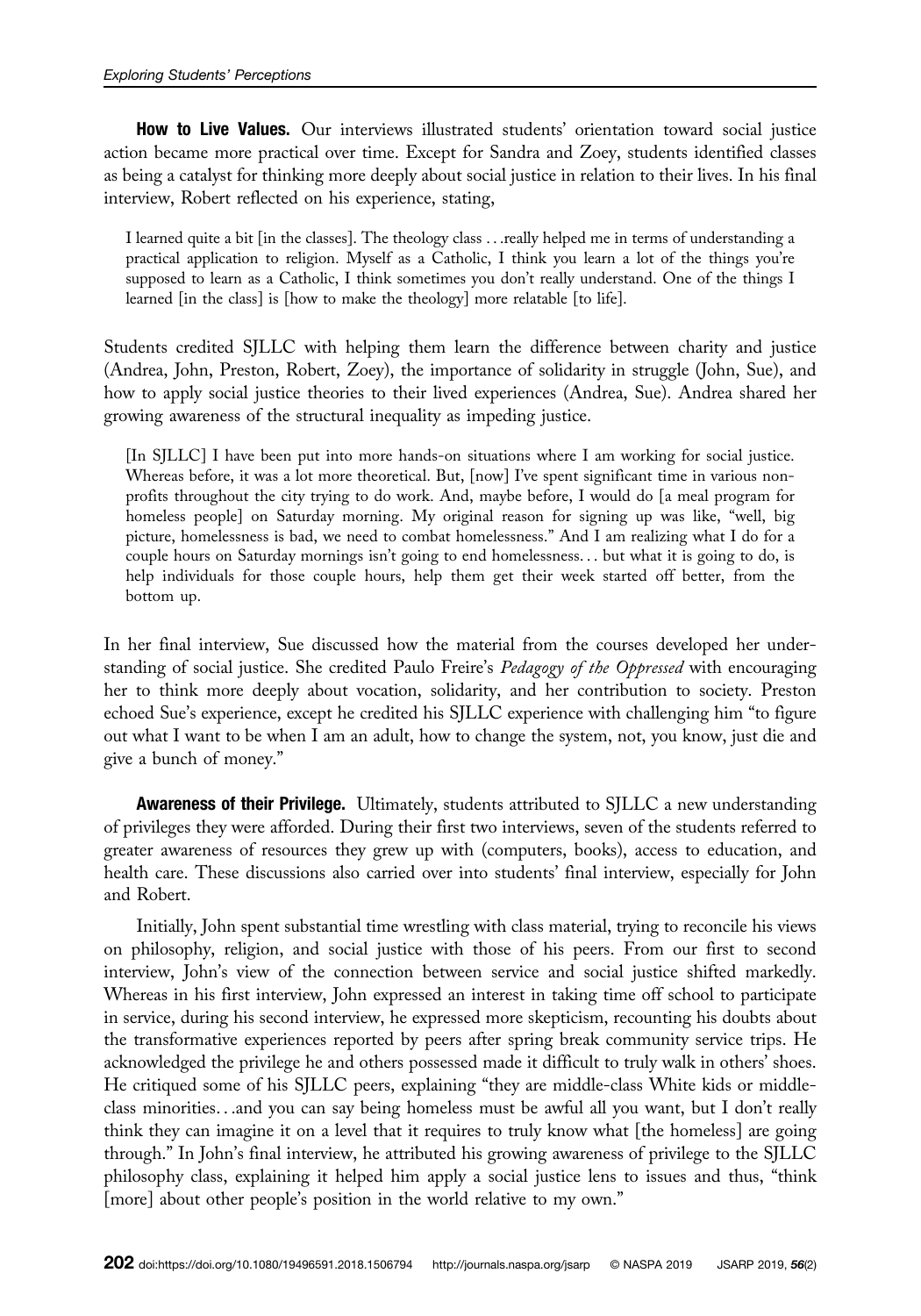**How to Live Values.** Our interviews illustrated students' orientation toward social justice action became more practical over time. Except for Sandra and Zoey, students identified classes as being a catalyst for thinking more deeply about social justice in relation to their lives. In his final interview, Robert reflected on his experience, stating,

> I learned quite a bit [in the classes]. The theology class . . .really helped me in terms of understanding a practical application to religion. Myself as a Catholic, I think you learn a lot of the things you're supposed to learn as a Catholic, I think sometimes you don't really understand. One of the things I learned [in the class] is [how to make the theology] more relatable [to life].

Students credited SJLLC with helping them learn the difference between charity and justice (Andrea, John, Preston, Robert, Zoey), the importance of solidarity in struggle (John, Sue), and how to apply social justice theories to their lived experiences (Andrea, Sue). Andrea shared her growing awareness of the structural inequality as impeding justice.

> [In SJLLC] I have been put into more hands-on situations where I am working for social justice. Whereas before, it was a lot more theoretical. But, [now] I've spent significant time in various non-profits throughout the city trying to do work. And, maybe before, I would do [a meal program for homeless people] on Saturday morning. My original reason for signing up was like, "well, big picture, homelessness is bad, we need to combat homelessness." And I am realizing what I do for a couple hours on Saturday mornings isn't going to end homelessness. . . but what it is going to do, is help individuals for those couple hours, help them get their week started off better, from the bottom up.

In her final interview, Sue discussed how the material from the courses developed her understanding of social justice. She credited Paulo Freire's *Pedagogy of the Oppressed* with encouraging her to think more deeply about vocation, solidarity, and her contribution to society. Preston echoed Sue's experience, except he credited his SJLLC experience with challenging him "to figure out what I want to be when I am an adult, how to change the system, not, you know, just die and give a bunch of money."

**Awareness of their Privilege.** Ultimately, students attributed to SJLLC a new understanding of privileges they were afforded. During their first two interviews, seven of the students referred to greater awareness of resources they grew up with (computers, books), access to education, and health care. These discussions also carried over into students' final interview, especially for John and Robert.

Initially, John spent substantial time wrestling with class material, trying to reconcile his views on philosophy, religion, and social justice with those of his peers. From our first to second interview, John's view of the connection between service and social justice shifted markedly. Whereas in his first interview, John expressed an interest in taking time off school to participate in service, during his second interview, he expressed more skepticism, recounting his doubts about the transformative experiences reported by peers after spring break community service trips. He acknowledged the privilege he and others possessed made it difficult to truly walk in others' shoes. He critiqued some of his SJLLC peers, explaining "they are middle-class White kids or middle-class minorities. . .and you can say being homeless must be awful all you want, but I don't really think they can imagine it on a level that it requires to truly know what [the homeless] are going through." In John's final interview, he attributed his growing awareness of privilege to the SJLLC philosophy class, explaining it helped him apply a social justice lens to issues and thus, "think [more] about other people's position in the world relative to my own."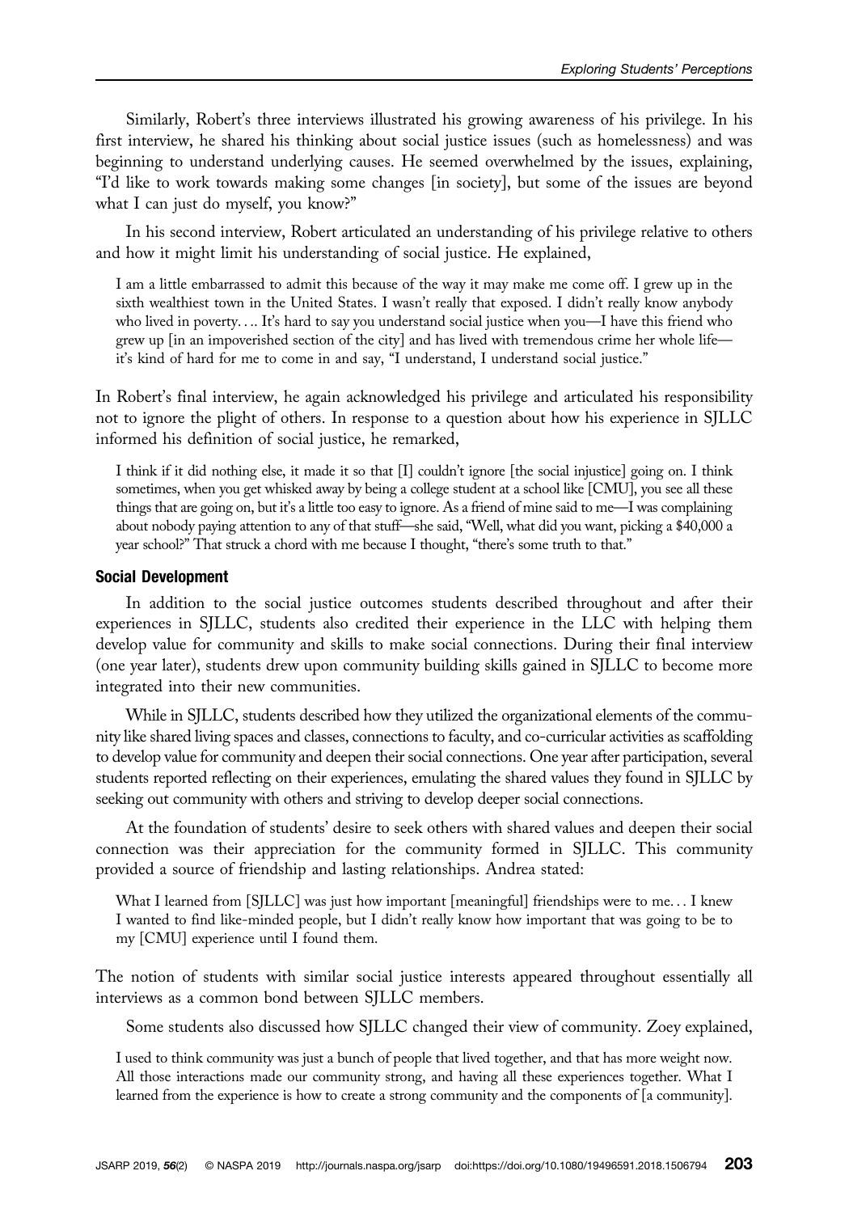Similarly, Robert's three interviews illustrated his growing awareness of his privilege. In his first interview, he shared his thinking about social justice issues (such as homelessness) and was beginning to understand underlying causes. He seemed overwhelmed by the issues, explaining, "I'd like to work towards making some changes [in society], but some of the issues are beyond what I can just do myself, you know?"

In his second interview, Robert articulated an understanding of his privilege relative to others and how it might limit his understanding of social justice. He explained,

> I am a little embarrassed to admit this because of the way it may make me come off. I grew up in the sixth wealthiest town in the United States. I wasn't really that exposed. I didn't really know anybody who lived in poverty…. It's hard to say you understand social justice when you—I have this friend who grew up [in an impoverished section of the city] and has lived with tremendous crime her whole life—it's kind of hard for me to come in and say, "I understand, I understand social justice."

In Robert's final interview, he again acknowledged his privilege and articulated his responsibility not to ignore the plight of others. In response to a question about how his experience in SJLLC informed his definition of social justice, he remarked,

> I think if it did nothing else, it made it so that [I] couldn't ignore [the social injustice] going on. I think sometimes, when you get whisked away by being a college student at a school like [CMU], you see all these things that are going on, but it's a little too easy to ignore. As a friend of mine said to me—I was complaining about nobody paying attention to any of that stuff—she said, "Well, what did you want, picking a $40,000 a year school?" That struck a chord with me because I thought, "there's some truth to that."

### Social Development

In addition to the social justice outcomes students described throughout and after their experiences in SJLLC, students also credited their experience in the LLC with helping them develop value for community and skills to make social connections. During their final interview (one year later), students drew upon community building skills gained in SJLLC to become more integrated into their new communities.

While in SJLLC, students described how they utilized the organizational elements of the community like shared living spaces and classes, connections to faculty, and co-curricular activities as scaffolding to develop value for community and deepen their social connections. One year after participation, several students reported reflecting on their experiences, emulating the shared values they found in SJLLC by seeking out community with others and striving to develop deeper social connections.

At the foundation of students' desire to seek others with shared values and deepen their social connection was their appreciation for the community formed in SJLLC. This community provided a source of friendship and lasting relationships. Andrea stated:

> What I learned from [SJLLC] was just how important [meaningful] friendships were to me… I knew I wanted to find like-minded people, but I didn't really know how important that was going to be to my [CMU] experience until I found them.

The notion of students with similar social justice interests appeared throughout essentially all interviews as a common bond between SJLLC members.

Some students also discussed how SJLLC changed their view of community. Zoey explained,

> I used to think community was just a bunch of people that lived together, and that has more weight now. All those interactions made our community strong, and having all these experiences together. What I learned from the experience is how to create a strong community and the components of [a community].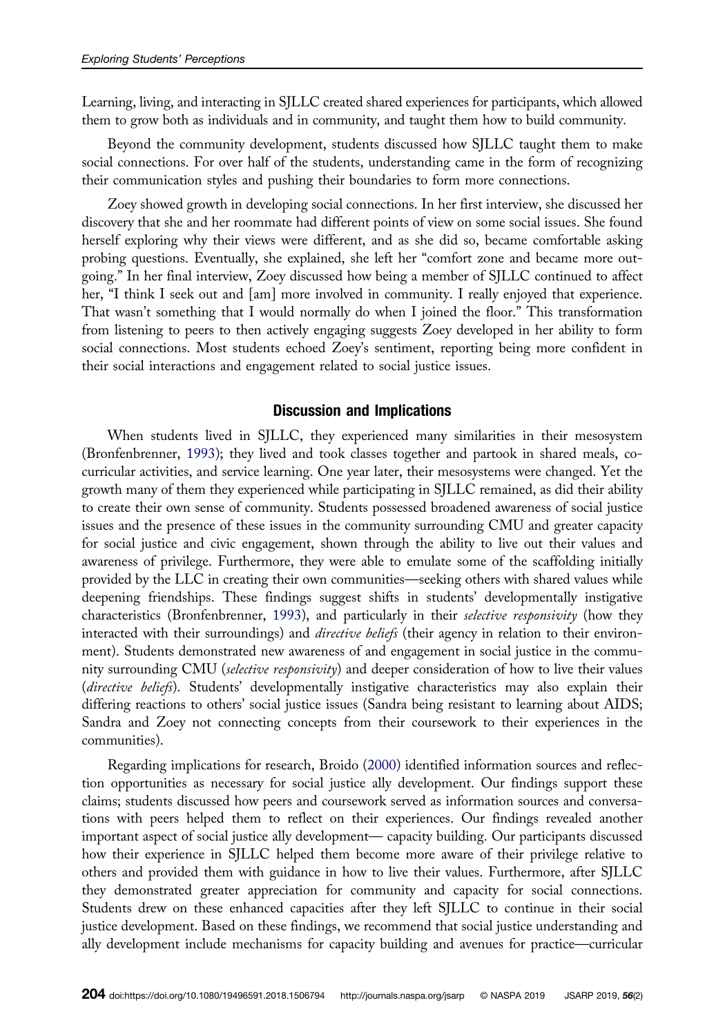Learning, living, and interacting in SJLLC created shared experiences for participants, which allowed them to grow both as individuals and in community, and taught them how to build community.

Beyond the community development, students discussed how SJLLC taught them to make social connections. For over half of the students, understanding came in the form of recognizing their communication styles and pushing their boundaries to form more connections.

Zoey showed growth in developing social connections. In her first interview, she discussed her discovery that she and her roommate had different points of view on some social issues. She found herself exploring why their views were different, and as she did so, became comfortable asking probing questions. Eventually, she explained, she left her "comfort zone and became more outgoing." In her final interview, Zoey discussed how being a member of SJLLC continued to affect her, "I think I seek out and [am] more involved in community. I really enjoyed that experience. That wasn't something that I would normally do when I joined the floor." This transformation from listening to peers to then actively engaging suggests Zoey developed in her ability to form social connections. Most students echoed Zoey's sentiment, reporting being more confident in their social interactions and engagement related to social justice issues.

## Discussion and Implications

When students lived in SJLLC, they experienced many similarities in their mesosystem (Bronfenbrenner, 1993); they lived and took classes together and partook in shared meals, co-curricular activities, and service learning. One year later, their mesosystems were changed. Yet the growth many of them they experienced while participating in SJLLC remained, as did their ability to create their own sense of community. Students possessed broadened awareness of social justice issues and the presence of these issues in the community surrounding CMU and greater capacity for social justice and civic engagement, shown through the ability to live out their values and awareness of privilege. Furthermore, they were able to emulate some of the scaffolding initially provided by the LLC in creating their own communities—seeking others with shared values while deepening friendships. These findings suggest shifts in students' developmentally instigative characteristics (Bronfenbrenner, 1993), and particularly in their *selective responsivity* (how they interacted with their surroundings) and *directive beliefs* (their agency in relation to their environment). Students demonstrated new awareness of and engagement in social justice in the community surrounding CMU (*selective responsivity*) and deeper consideration of how to live their values (*directive beliefs*). Students' developmentally instigative characteristics may also explain their differing reactions to others' social justice issues (Sandra being resistant to learning about AIDS; Sandra and Zoey not connecting concepts from their coursework to their experiences in the communities).

Regarding implications for research, Broido (2000) identified information sources and reflection opportunities as necessary for social justice ally development. Our findings support these claims; students discussed how peers and coursework served as information sources and conversations with peers helped them to reflect on their experiences. Our findings revealed another important aspect of social justice ally development— capacity building. Our participants discussed how their experience in SJLLC helped them become more aware of their privilege relative to others and provided them with guidance in how to live their values. Furthermore, after SJLLC they demonstrated greater appreciation for community and capacity for social connections. Students drew on these enhanced capacities after they left SJLLC to continue in their social justice development. Based on these findings, we recommend that social justice understanding and ally development include mechanisms for capacity building and avenues for practice—curricular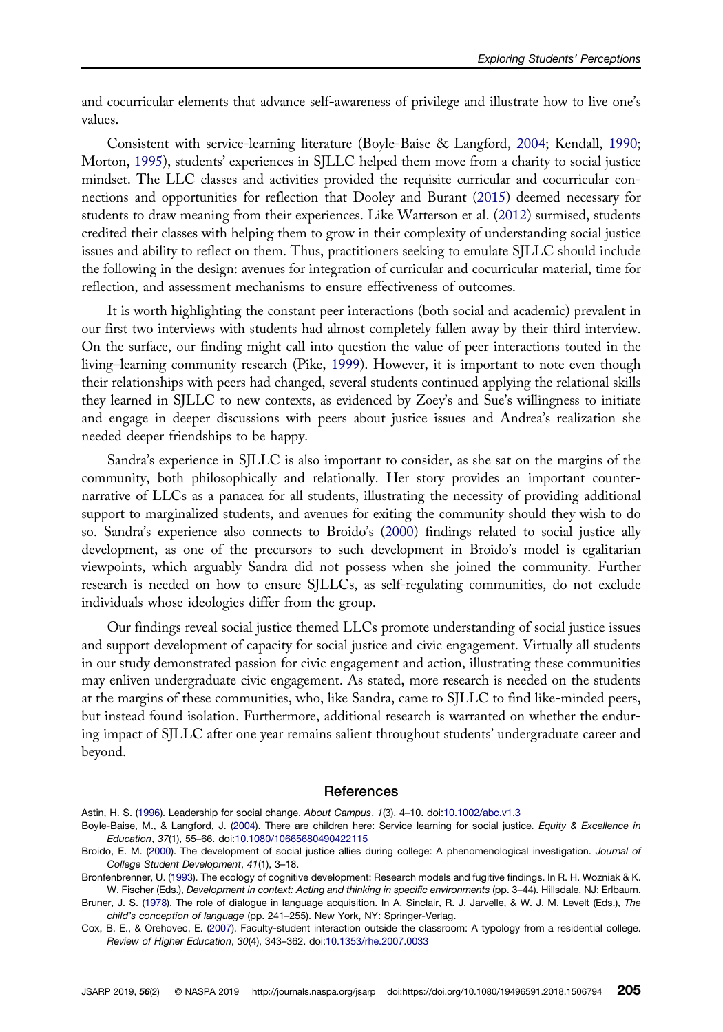and cocurricular elements that advance self-awareness of privilege and illustrate how to live one's values.

Consistent with service-learning literature (Boyle-Baise & Langford, 2004; Kendall, 1990; Morton, 1995), students' experiences in SJLLC helped them move from a charity to social justice mindset. The LLC classes and activities provided the requisite curricular and cocurricular connections and opportunities for reflection that Dooley and Burant (2015) deemed necessary for students to draw meaning from their experiences. Like Watterson et al. (2012) surmised, students credited their classes with helping them to grow in their complexity of understanding social justice issues and ability to reflect on them. Thus, practitioners seeking to emulate SJLLC should include the following in the design: avenues for integration of curricular and cocurricular material, time for reflection, and assessment mechanisms to ensure effectiveness of outcomes.

It is worth highlighting the constant peer interactions (both social and academic) prevalent in our first two interviews with students had almost completely fallen away by their third interview. On the surface, our finding might call into question the value of peer interactions touted in the living–learning community research (Pike, 1999). However, it is important to note even though their relationships with peers had changed, several students continued applying the relational skills they learned in SJLLC to new contexts, as evidenced by Zoey's and Sue's willingness to initiate and engage in deeper discussions with peers about justice issues and Andrea's realization she needed deeper friendships to be happy.

Sandra's experience in SJLLC is also important to consider, as she sat on the margins of the community, both philosophically and relationally. Her story provides an important counter-narrative of LLCs as a panacea for all students, illustrating the necessity of providing additional support to marginalized students, and avenues for exiting the community should they wish to do so. Sandra's experience also connects to Broido's (2000) findings related to social justice ally development, as one of the precursors to such development in Broido's model is egalitarian viewpoints, which arguably Sandra did not possess when she joined the community. Further research is needed on how to ensure SJLLCs, as self-regulating communities, do not exclude individuals whose ideologies differ from the group.

Our findings reveal social justice themed LLCs promote understanding of social justice issues and support development of capacity for social justice and civic engagement. Virtually all students in our study demonstrated passion for civic engagement and action, illustrating these communities may enliven undergraduate civic engagement. As stated, more research is needed on the students at the margins of these communities, who, like Sandra, came to SJLLC to find like-minded peers, but instead found isolation. Furthermore, additional research is warranted on whether the enduring impact of SJLLC after one year remains salient throughout students' undergraduate career and beyond.

## References

Astin, H. S. (1996). Leadership for social change. *About Campus*, *1*(3), 4–10. doi:10.1002/abc.v1.3

Boyle-Baise, M., & Langford, J. (2004). There are children here: Service learning for social justice. *Equity & Excellence in Education*, *37*(1), 55–66. doi:10.1080/10665680490422115

Broido, E. M. (2000). The development of social justice allies during college: A phenomenological investigation. *Journal of College Student Development*, *41*(1), 3–18.

Bronfenbrenner, U. (1993). The ecology of cognitive development: Research models and fugitive findings. In R. H. Wozniak & K. W. Fischer (Eds.), *Development in context: Acting and thinking in specific environments* (pp. 3–44). Hillsdale, NJ: Erlbaum.

Bruner, J. S. (1978). The role of dialogue in language acquisition. In A. Sinclair, R. J. Jarvelle, & W. J. M. Levelt (Eds.), *The child's conception of language* (pp. 241–255). New York, NY: Springer-Verlag.

Cox, B. E., & Orehovec, E. (2007). Faculty-student interaction outside the classroom: A typology from a residential college. *Review of Higher Education*, *30*(4), 343–362. doi:10.1353/rhe.2007.0033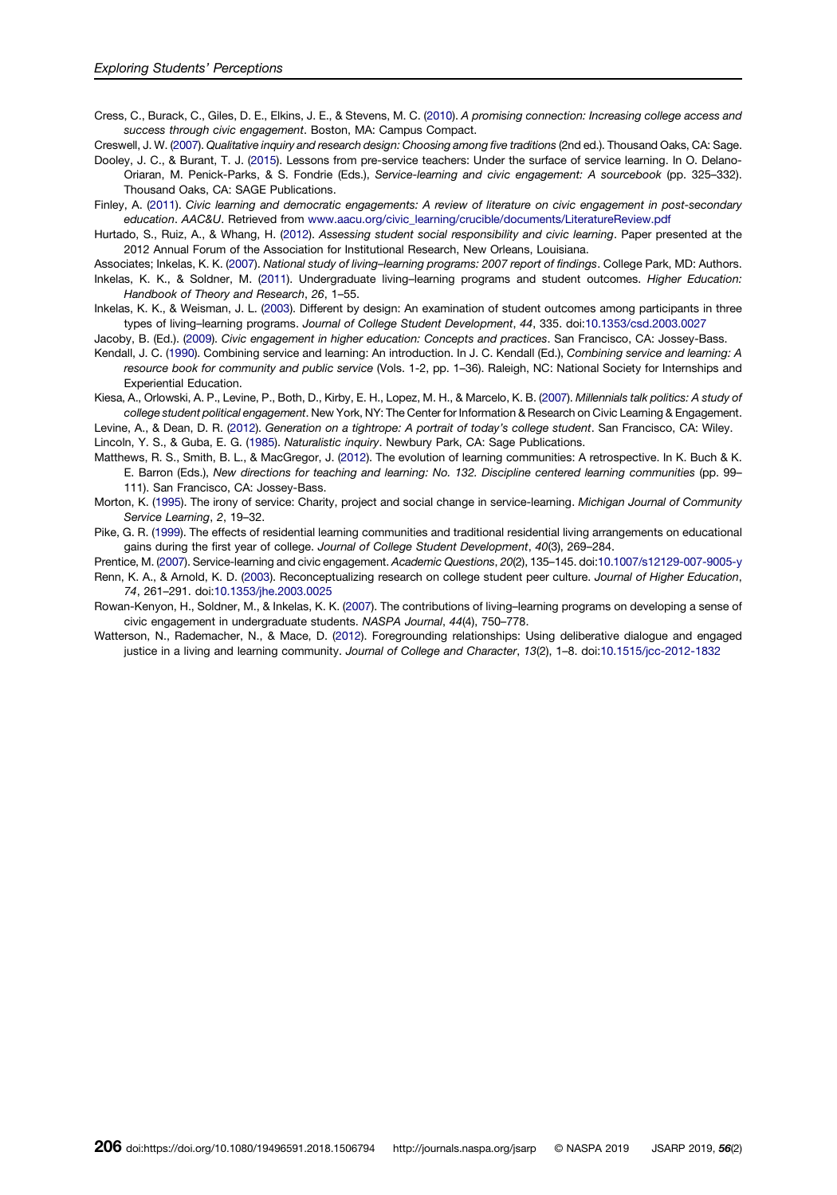Cress, C., Burack, C., Giles, D. E., Elkins, J. E., & Stevens, M. C. (2010). *A promising connection: Increasing college access and success through civic engagement*. Boston, MA: Campus Compact.

Creswell, J. W. (2007). *Qualitative inquiry and research design: Choosing among five traditions* (2nd ed.). Thousand Oaks, CA: Sage.

Dooley, J. C., & Burant, T. J. (2015). Lessons from pre-service teachers: Under the surface of service learning. In O. Delano-Oriaran, M. Penick-Parks, & S. Fondrie (Eds.), *Service-learning and civic engagement: A sourcebook* (pp. 325–332). Thousand Oaks, CA: SAGE Publications.

Finley, A. (2011). *Civic learning and democratic engagements: A review of literature on civic engagement in post-secondary education*. *AAC&U*. Retrieved from www.aacu.org/civic_learning/crucible/documents/LiteratureReview.pdf

Hurtado, S., Ruiz, A., & Whang, H. (2012). *Assessing student social responsibility and civic learning*. Paper presented at the 2012 Annual Forum of the Association for Institutional Research, New Orleans, Louisiana.

Associates; Inkelas, K. K. (2007). *National study of living–learning programs: 2007 report of findings*. College Park, MD: Authors.

Inkelas, K. K., & Soldner, M. (2011). Undergraduate living–learning programs and student outcomes. *Higher Education: Handbook of Theory and Research*, *26*, 1–55.

Inkelas, K. K., & Weisman, J. L. (2003). Different by design: An examination of student outcomes among participants in three types of living–learning programs. *Journal of College Student Development*, *44*, 335. doi:10.1353/csd.2003.0027

Jacoby, B. (Ed.). (2009). *Civic engagement in higher education: Concepts and practices*. San Francisco, CA: Jossey-Bass.

Kendall, J. C. (1990). Combining service and learning: An introduction. In J. C. Kendall (Ed.), *Combining service and learning: A resource book for community and public service* (Vols. 1-2, pp. 1–36). Raleigh, NC: National Society for Internships and Experiential Education.

Kiesa, A., Orlowski, A. P., Levine, P., Both, D., Kirby, E. H., Lopez, M. H., & Marcelo, K. B. (2007). *Millennials talk politics: A study of college student political engagement*. New York, NY: The Center for Information & Research on Civic Learning & Engagement.

Levine, A., & Dean, D. R. (2012). *Generation on a tightrope: A portrait of today's college student*. San Francisco, CA: Wiley.

Lincoln, Y. S., & Guba, E. G. (1985). *Naturalistic inquiry*. Newbury Park, CA: Sage Publications.

Matthews, R. S., Smith, B. L., & MacGregor, J. (2012). The evolution of learning communities: A retrospective. In K. Buch & K. E. Barron (Eds.), *New directions for teaching and learning: No. 132. Discipline centered learning communities* (pp. 99–111). San Francisco, CA: Jossey-Bass.

Morton, K. (1995). The irony of service: Charity, project and social change in service-learning. *Michigan Journal of Community Service Learning*, *2*, 19–32.

Pike, G. R. (1999). The effects of residential learning communities and traditional residential living arrangements on educational gains during the first year of college. *Journal of College Student Development*, *40*(3), 269–284.

Prentice, M. (2007). Service-learning and civic engagement. *Academic Questions*, *20*(2), 135–145. doi:10.1007/s12129-007-9005-y

Renn, K. A., & Arnold, K. D. (2003). Reconceptualizing research on college student peer culture. *Journal of Higher Education*, *74*, 261–291. doi:10.1353/jhe.2003.0025

Rowan-Kenyon, H., Soldner, M., & Inkelas, K. K. (2007). The contributions of living–learning programs on developing a sense of civic engagement in undergraduate students. *NASPA Journal*, *44*(4), 750–778.

Watterson, N., Rademacher, N., & Mace, D. (2012). Foregrounding relationships: Using deliberative dialogue and engaged justice in a living and learning community. *Journal of College and Character*, *13*(2), 1–8. doi:10.1515/jcc-2012-1832